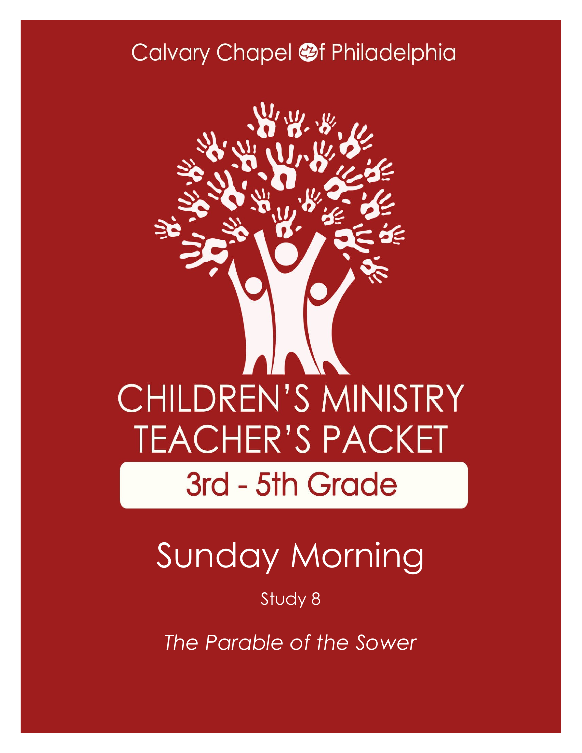Calvary Chapel of Philadelphia

# CHILDREN'S MINISTRY TEACHER'S PACKET

## 3rd - 5th Grade

# Sunday Morning

Study 8

*The Parable of the Sower*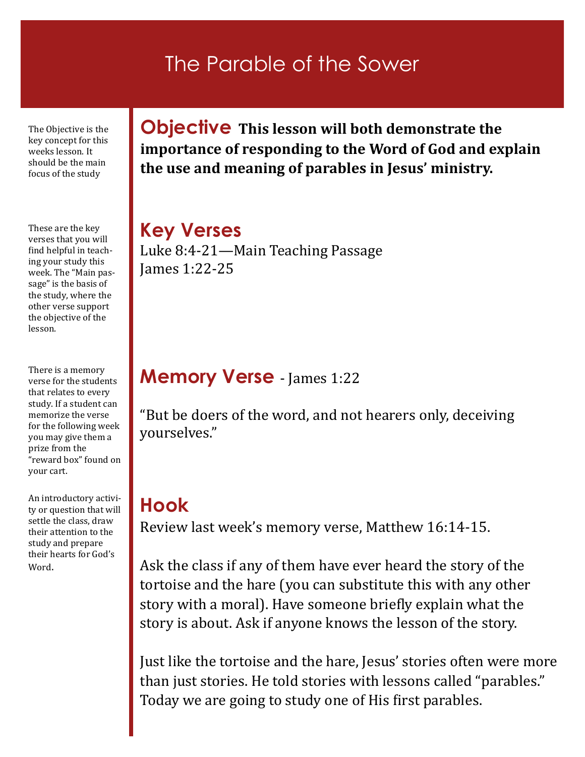# The Parable of the Sower

The Objective is the key concept for this weeks lesson. It should be the main focus of the study

## Objective

**This lesson will both demonstrate the importance of responding to the Word of God and explain the use and meaning of parables in Jesus' ministry.**

These are the key verses that you will find helpful in teaching your study this week. The "Main passage" is the basis of the study, where the other verse support the objective of the lesson.

## Key Verses

Luke 8:4-21—Main Teaching Passage
James 1:22-25

There is a memory verse for the students that relates to every study. If a student can memorize the verse for the following week you may give them a prize from the "reward box" found on your cart.

## Memory Verse - James 1:22

"But be doers of the word, and not hearers only, deceiving yourselves."

An introductory activity or question that will settle the class, draw their attention to the study and prepare their hearts for God's Word.

## Hook

Review last week's memory verse, Matthew 16:14-15.

Ask the class if any of them have ever heard the story of the tortoise and the hare (you can substitute this with any other story with a moral). Have someone briefly explain what the story is about. Ask if anyone knows the lesson of the story.

Just like the tortoise and the hare, Jesus' stories often were more than just stories. He told stories with lessons called "parables." Today we are going to study one of His first parables.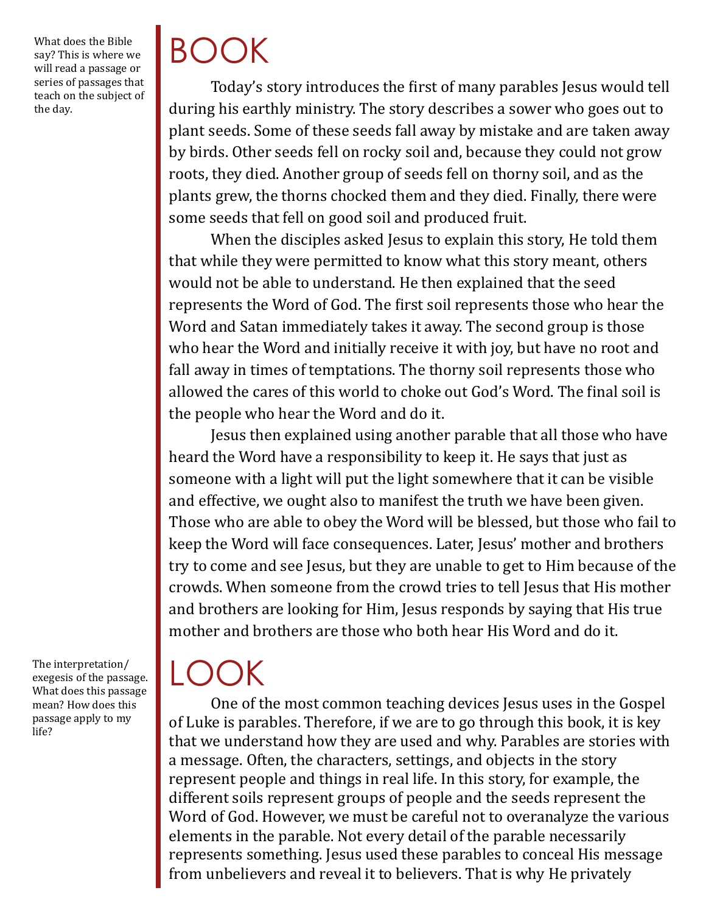What does the Bible say? This is where we will read a passage or series of passages that teach on the subject of the day.

# BOOK

Today's story introduces the first of many parables Jesus would tell during his earthly ministry. The story describes a sower who goes out to plant seeds. Some of these seeds fall away by mistake and are taken away by birds. Other seeds fell on rocky soil and, because they could not grow roots, they died. Another group of seeds fell on thorny soil, and as the plants grew, the thorns chocked them and they died. Finally, there were some seeds that fell on good soil and produced fruit.

When the disciples asked Jesus to explain this story, He told them that while they were permitted to know what this story meant, others would not be able to understand. He then explained that the seed represents the Word of God. The first soil represents those who hear the Word and Satan immediately takes it away. The second group is those who hear the Word and initially receive it with joy, but have no root and fall away in times of temptations. The thorny soil represents those who allowed the cares of this world to choke out God's Word. The final soil is the people who hear the Word and do it.

Jesus then explained using another parable that all those who have heard the Word have a responsibility to keep it. He says that just as someone with a light will put the light somewhere that it can be visible and effective, we ought also to manifest the truth we have been given. Those who are able to obey the Word will be blessed, but those who fail to keep the Word will face consequences. Later, Jesus' mother and brothers try to come and see Jesus, but they are unable to get to Him because of the crowds. When someone from the crowd tries to tell Jesus that His mother and brothers are looking for Him, Jesus responds by saying that His true mother and brothers are those who both hear His Word and do it.

The interpretation/exegesis of the passage. What does this passage mean? How does this passage apply to my life?

# LOOK

One of the most common teaching devices Jesus uses in the Gospel of Luke is parables. Therefore, if we are to go through this book, it is key that we understand how they are used and why. Parables are stories with a message. Often, the characters, settings, and objects in the story represent people and things in real life. In this story, for example, the different soils represent groups of people and the seeds represent the Word of God. However, we must be careful not to overanalyze the various elements in the parable. Not every detail of the parable necessarily represents something. Jesus used these parables to conceal His message from unbelievers and reveal it to believers. That is why He privately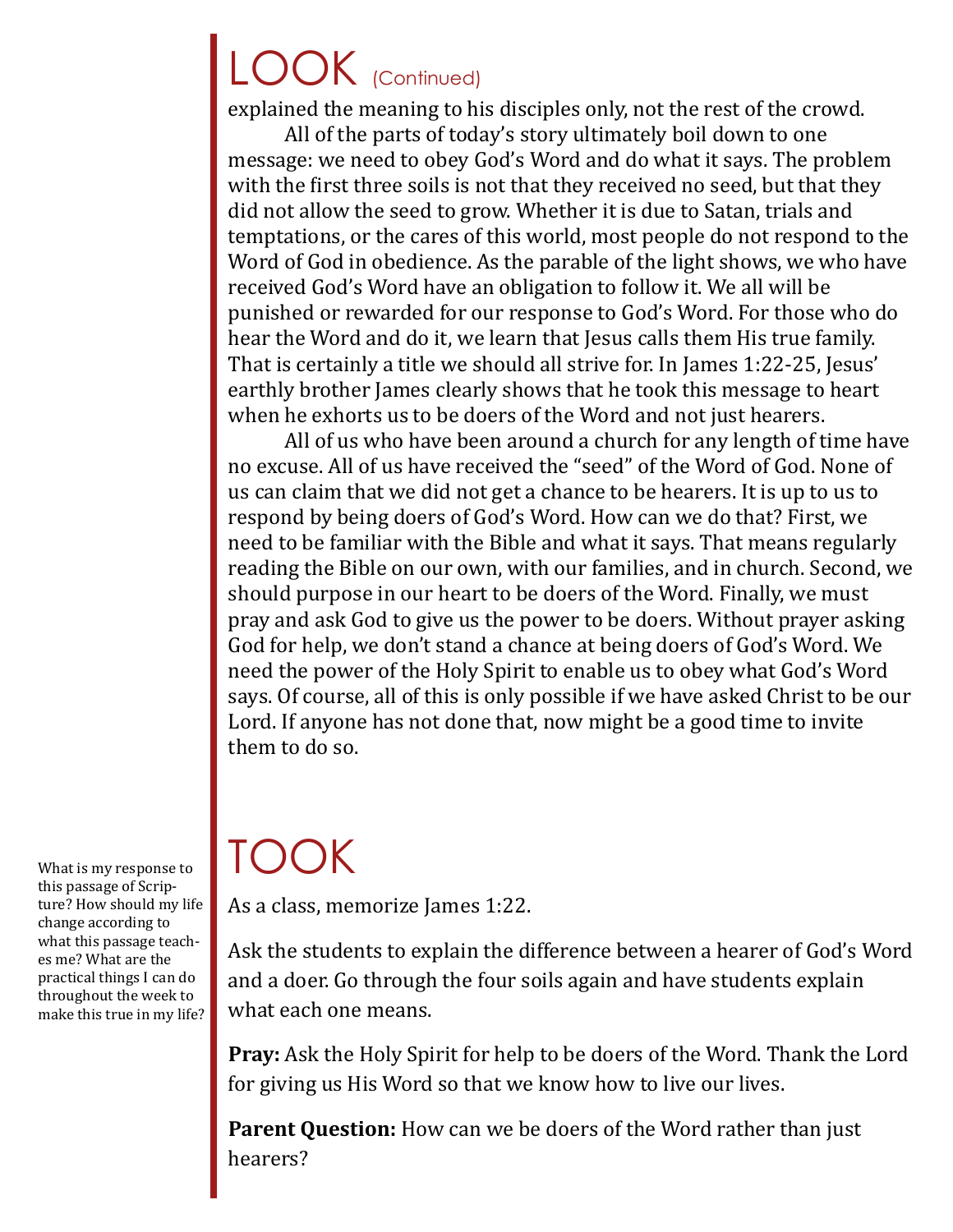# LOOK (Continued)

explained the meaning to his disciples only, not the rest of the crowd.

All of the parts of today's story ultimately boil down to one message: we need to obey God's Word and do what it says. The problem with the first three soils is not that they received no seed, but that they did not allow the seed to grow. Whether it is due to Satan, trials and temptations, or the cares of this world, most people do not respond to the Word of God in obedience. As the parable of the light shows, we who have received God's Word have an obligation to follow it. We all will be punished or rewarded for our response to God's Word. For those who do hear the Word and do it, we learn that Jesus calls them His true family. That is certainly a title we should all strive for. In James 1:22-25, Jesus' earthly brother James clearly shows that he took this message to heart when he exhorts us to be doers of the Word and not just hearers.

All of us who have been around a church for any length of time have no excuse. All of us have received the "seed" of the Word of God. None of us can claim that we did not get a chance to be hearers. It is up to us to respond by being doers of God's Word. How can we do that? First, we need to be familiar with the Bible and what it says. That means regularly reading the Bible on our own, with our families, and in church. Second, we should purpose in our heart to be doers of the Word. Finally, we must pray and ask God to give us the power to be doers. Without prayer asking God for help, we don't stand a chance at being doers of God's Word. We need the power of the Holy Spirit to enable us to obey what God's Word says. Of course, all of this is only possible if we have asked Christ to be our Lord. If anyone has not done that, now might be a good time to invite them to do so.

# TOOK

What is my response to this passage of Scripture? How should my life change according to what this passage teaches me? What are the practical things I can do throughout the week to make this true in my life?

As a class, memorize James 1:22.

Ask the students to explain the difference between a hearer of God's Word and a doer. Go through the four soils again and have students explain what each one means.

**Pray:** Ask the Holy Spirit for help to be doers of the Word. Thank the Lord for giving us His Word so that we know how to live our lives.

**Parent Question:** How can we be doers of the Word rather than just hearers?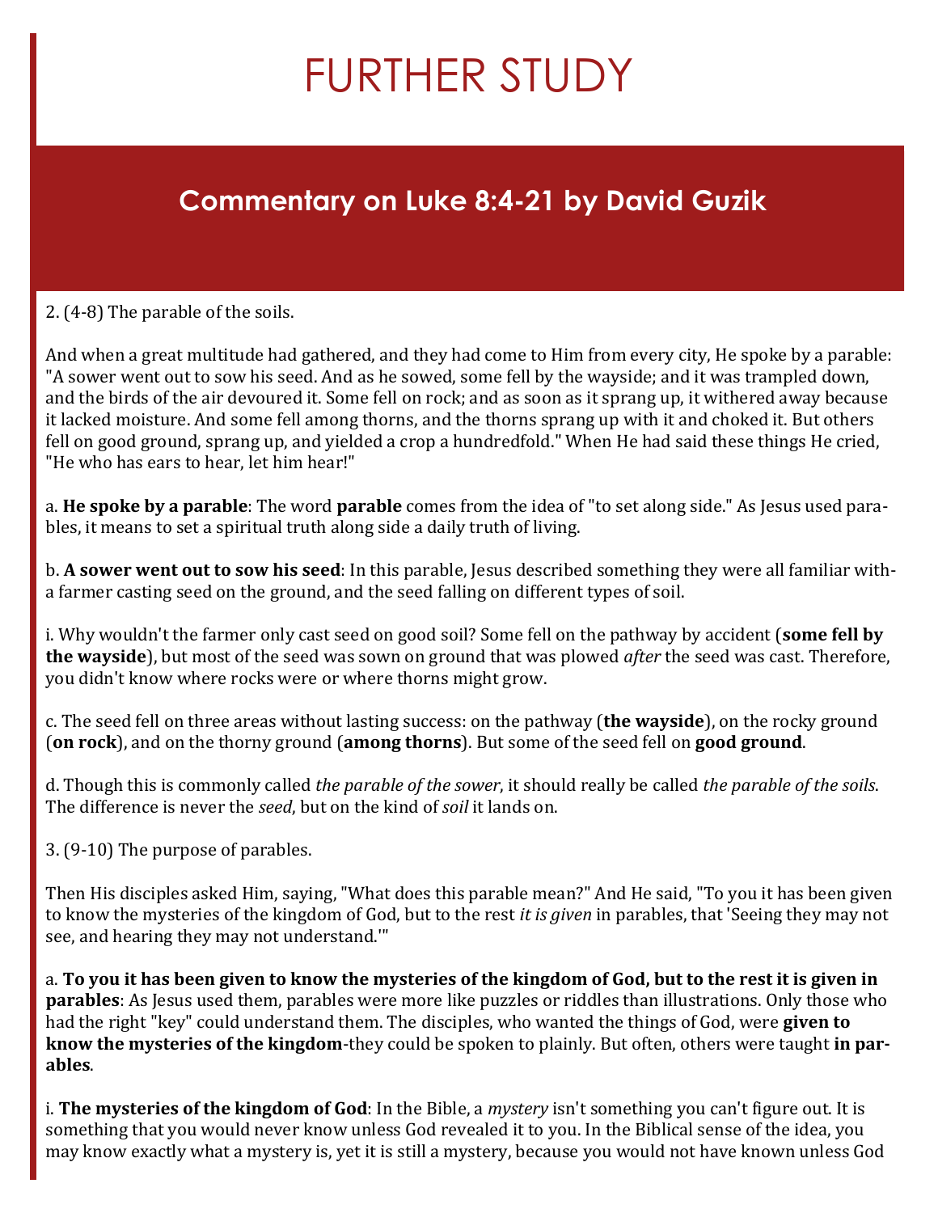# FURTHER STUDY

## Commentary on Luke 8:4-21 by David Guzik

2. (4-8) The parable of the soils.

And when a great multitude had gathered, and they had come to Him from every city, He spoke by a parable: "A sower went out to sow his seed. And as he sowed, some fell by the wayside; and it was trampled down, and the birds of the air devoured it. Some fell on rock; and as soon as it sprang up, it withered away because it lacked moisture. And some fell among thorns, and the thorns sprang up with it and choked it. But others fell on good ground, sprang up, and yielded a crop a hundredfold." When He had said these things He cried, "He who has ears to hear, let him hear!"

a. **He spoke by a parable**: The word **parable** comes from the idea of "to set along side." As Jesus used parables, it means to set a spiritual truth along side a daily truth of living.

b. **A sower went out to sow his seed**: In this parable, Jesus described something they were all familiar with-a farmer casting seed on the ground, and the seed falling on different types of soil.

i. Why wouldn't the farmer only cast seed on good soil? Some fell on the pathway by accident (**some fell by the wayside**), but most of the seed was sown on ground that was plowed *after* the seed was cast. Therefore, you didn't know where rocks were or where thorns might grow.

c. The seed fell on three areas without lasting success: on the pathway (**the wayside**), on the rocky ground (**on rock**), and on the thorny ground (**among thorns**). But some of the seed fell on **good ground**.

d. Though this is commonly called *the parable of the sower*, it should really be called *the parable of the soils*. The difference is never the *seed*, but on the kind of *soil* it lands on.

3. (9-10) The purpose of parables.

Then His disciples asked Him, saying, "What does this parable mean?" And He said, "To you it has been given to know the mysteries of the kingdom of God, but to the rest *it is given* in parables, that 'Seeing they may not see, and hearing they may not understand.'"

a. **To you it has been given to know the mysteries of the kingdom of God, but to the rest it is given in parables**: As Jesus used them, parables were more like puzzles or riddles than illustrations. Only those who had the right "key" could understand them. The disciples, who wanted the things of God, were **given to know the mysteries of the kingdom**-they could be spoken to plainly. But often, others were taught **in parables**.

i. **The mysteries of the kingdom of God**: In the Bible, a *mystery* isn't something you can't figure out. It is something that you would never know unless God revealed it to you. In the Biblical sense of the idea, you may know exactly what a mystery is, yet it is still a mystery, because you would not have known unless God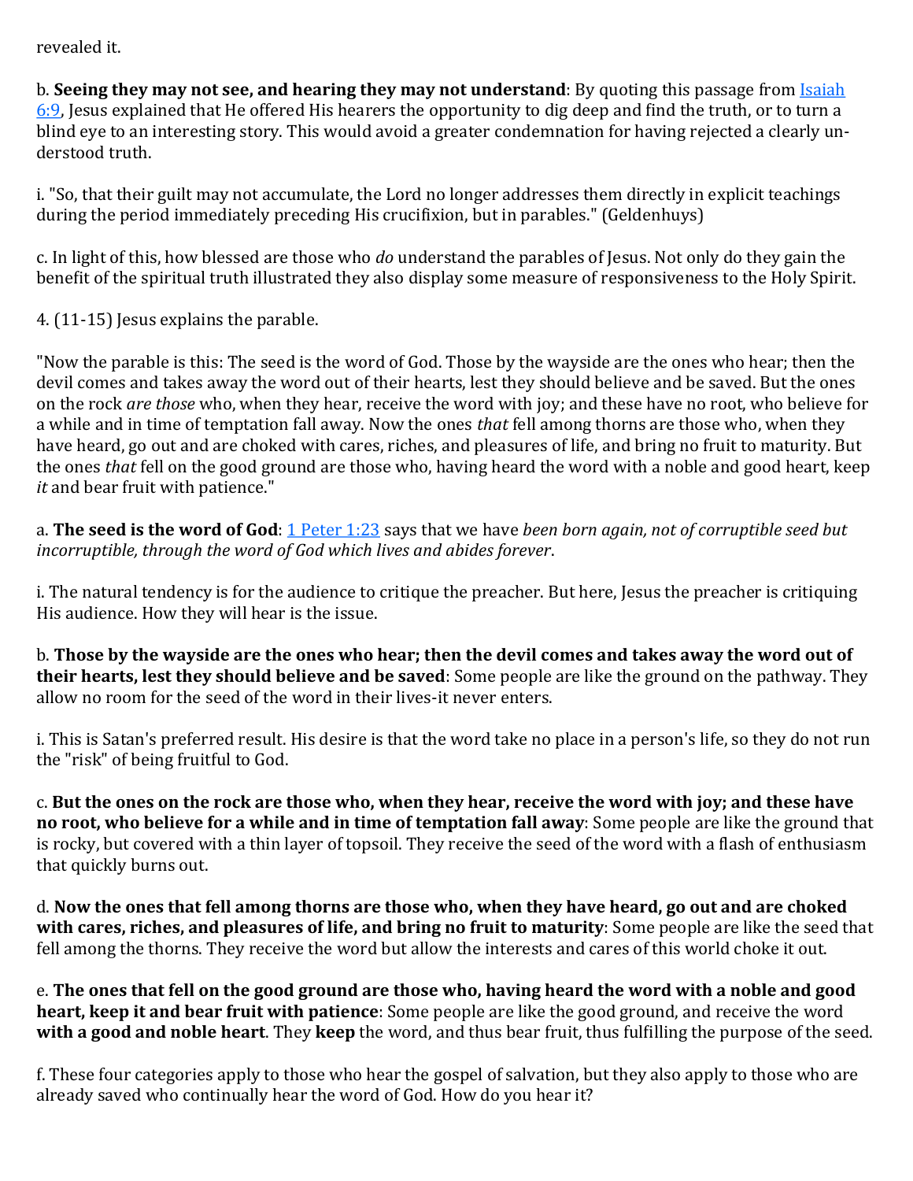revealed it.

b. **Seeing they may not see, and hearing they may not understand**: By quoting this passage from Isaiah 6:9, Jesus explained that He offered His hearers the opportunity to dig deep and find the truth, or to turn a blind eye to an interesting story. This would avoid a greater condemnation for having rejected a clearly understood truth.

i. "So, that their guilt may not accumulate, the Lord no longer addresses them directly in explicit teachings during the period immediately preceding His crucifixion, but in parables." (Geldenhuys)

c. In light of this, how blessed are those who *do* understand the parables of Jesus. Not only do they gain the benefit of the spiritual truth illustrated they also display some measure of responsiveness to the Holy Spirit.

4. (11-15) Jesus explains the parable.

"Now the parable is this: The seed is the word of God. Those by the wayside are the ones who hear; then the devil comes and takes away the word out of their hearts, lest they should believe and be saved. But the ones on the rock *are those* who, when they hear, receive the word with joy; and these have no root, who believe for a while and in time of temptation fall away. Now the ones *that* fell among thorns are those who, when they have heard, go out and are choked with cares, riches, and pleasures of life, and bring no fruit to maturity. But the ones *that* fell on the good ground are those who, having heard the word with a noble and good heart, keep *it* and bear fruit with patience."

a. **The seed is the word of God**: 1 Peter 1:23 says that we have *been born again, not of corruptible seed but incorruptible, through the word of God which lives and abides forever*.

i. The natural tendency is for the audience to critique the preacher. But here, Jesus the preacher is critiquing His audience. How they will hear is the issue.

b. **Those by the wayside are the ones who hear; then the devil comes and takes away the word out of their hearts, lest they should believe and be saved**: Some people are like the ground on the pathway. They allow no room for the seed of the word in their lives-it never enters.

i. This is Satan's preferred result. His desire is that the word take no place in a person's life, so they do not run the "risk" of being fruitful to God.

c. **But the ones on the rock are those who, when they hear, receive the word with joy; and these have no root, who believe for a while and in time of temptation fall away**: Some people are like the ground that is rocky, but covered with a thin layer of topsoil. They receive the seed of the word with a flash of enthusiasm that quickly burns out.

d. **Now the ones that fell among thorns are those who, when they have heard, go out and are choked with cares, riches, and pleasures of life, and bring no fruit to maturity**: Some people are like the seed that fell among the thorns. They receive the word but allow the interests and cares of this world choke it out.

e. **The ones that fell on the good ground are those who, having heard the word with a noble and good heart, keep it and bear fruit with patience**: Some people are like the good ground, and receive the word **with a good and noble heart**. They **keep** the word, and thus bear fruit, thus fulfilling the purpose of the seed.

f. These four categories apply to those who hear the gospel of salvation, but they also apply to those who are already saved who continually hear the word of God. How do you hear it?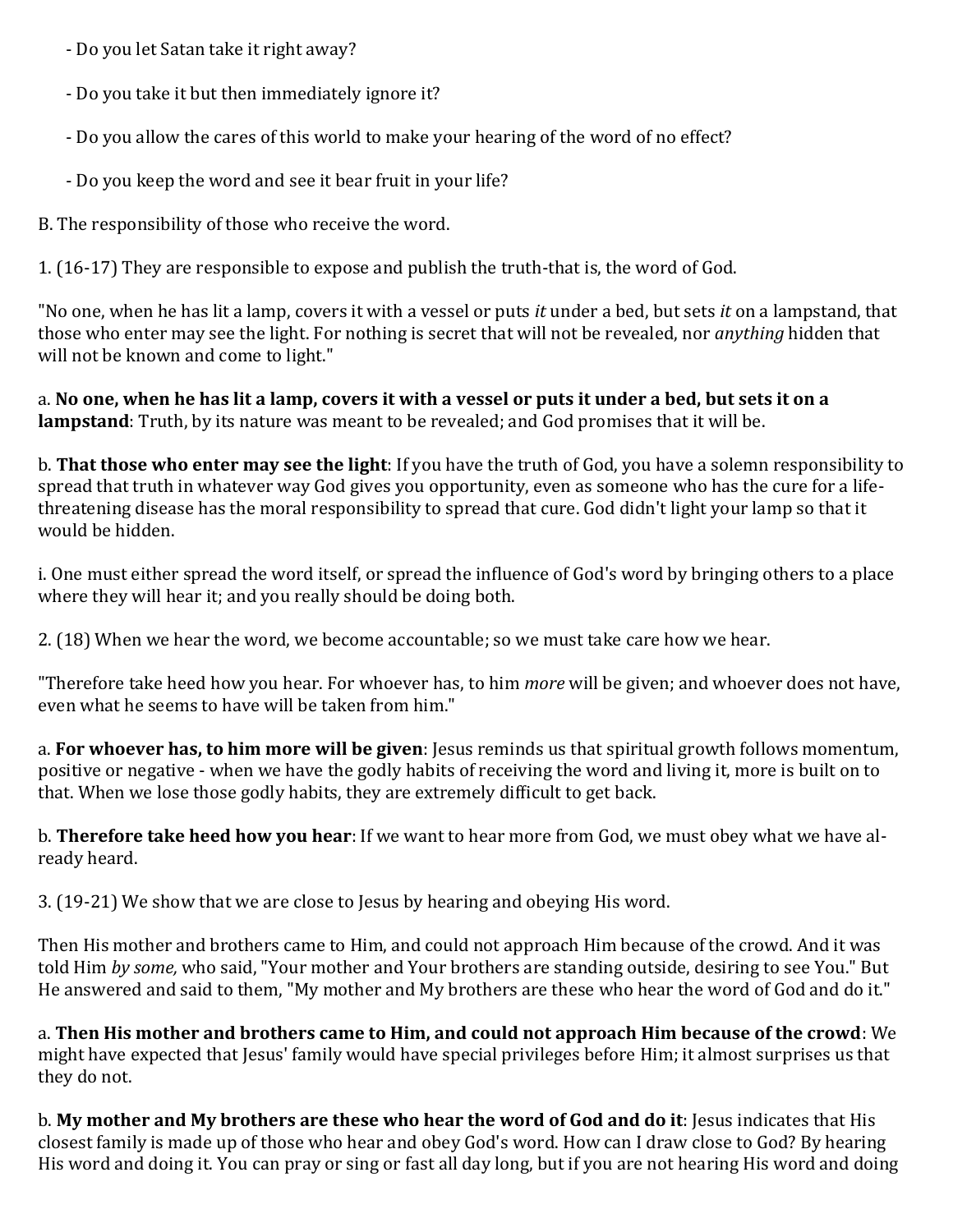- Do you let Satan take it right away?

- Do you take it but then immediately ignore it?

- Do you allow the cares of this world to make your hearing of the word of no effect?

- Do you keep the word and see it bear fruit in your life?

B. The responsibility of those who receive the word.

1. (16-17) They are responsible to expose and publish the truth-that is, the word of God.

"No one, when he has lit a lamp, covers it with a vessel or puts *it* under a bed, but sets *it* on a lampstand, that those who enter may see the light. For nothing is secret that will not be revealed, nor *anything* hidden that will not be known and come to light."

a. **No one, when he has lit a lamp, covers it with a vessel or puts it under a bed, but sets it on a lampstand**: Truth, by its nature was meant to be revealed; and God promises that it will be.

b. **That those who enter may see the light**: If you have the truth of God, you have a solemn responsibility to spread that truth in whatever way God gives you opportunity, even as someone who has the cure for a life-threatening disease has the moral responsibility to spread that cure. God didn't light your lamp so that it would be hidden.

i. One must either spread the word itself, or spread the influence of God's word by bringing others to a place where they will hear it; and you really should be doing both.

2. (18) When we hear the word, we become accountable; so we must take care how we hear.

"Therefore take heed how you hear. For whoever has, to him *more* will be given; and whoever does not have, even what he seems to have will be taken from him."

a. **For whoever has, to him more will be given**: Jesus reminds us that spiritual growth follows momentum, positive or negative - when we have the godly habits of receiving the word and living it, more is built on to that. When we lose those godly habits, they are extremely difficult to get back.

b. **Therefore take heed how you hear**: If we want to hear more from God, we must obey what we have already heard.

3. (19-21) We show that we are close to Jesus by hearing and obeying His word.

Then His mother and brothers came to Him, and could not approach Him because of the crowd. And it was told Him *by some,* who said, "Your mother and Your brothers are standing outside, desiring to see You." But He answered and said to them, "My mother and My brothers are these who hear the word of God and do it."

a. **Then His mother and brothers came to Him, and could not approach Him because of the crowd**: We might have expected that Jesus' family would have special privileges before Him; it almost surprises us that they do not.

b. **My mother and My brothers are these who hear the word of God and do it**: Jesus indicates that His closest family is made up of those who hear and obey God's word. How can I draw close to God? By hearing His word and doing it. You can pray or sing or fast all day long, but if you are not hearing His word and doing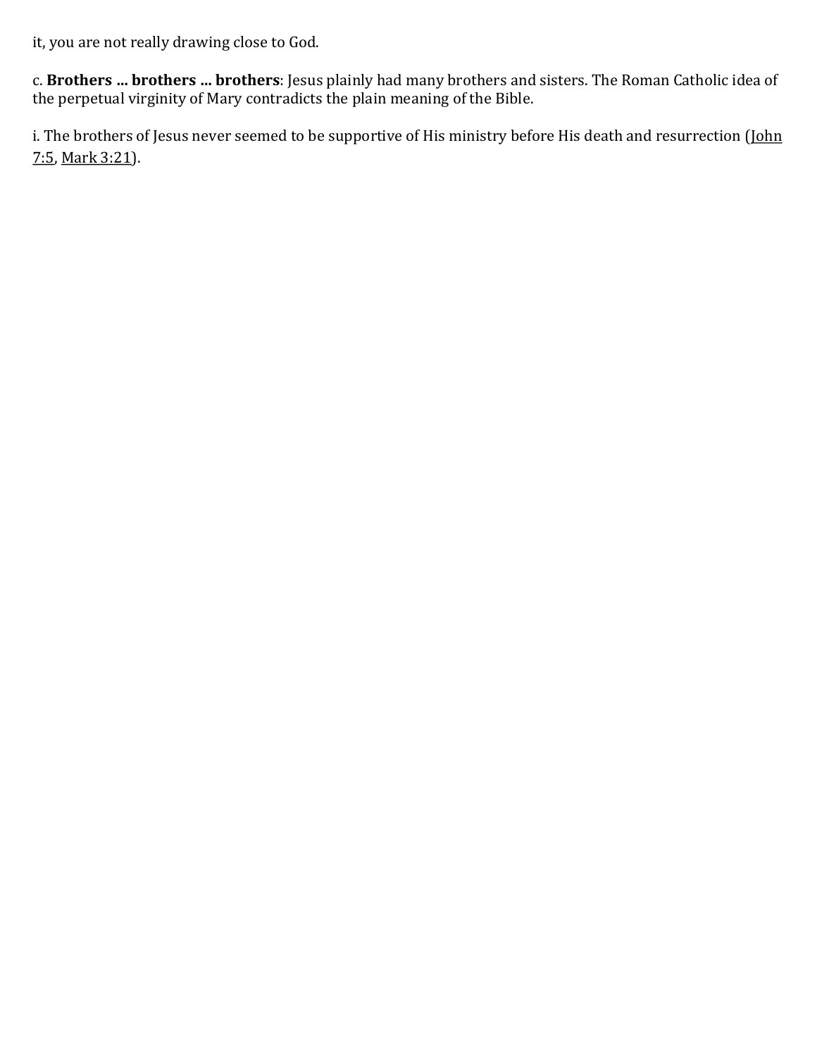it, you are not really drawing close to God.

c. **Brothers … brothers … brothers**: Jesus plainly had many brothers and sisters. The Roman Catholic idea of the perpetual virginity of Mary contradicts the plain meaning of the Bible.

i. The brothers of Jesus never seemed to be supportive of His ministry before His death and resurrection (John 7:5, Mark 3:21).